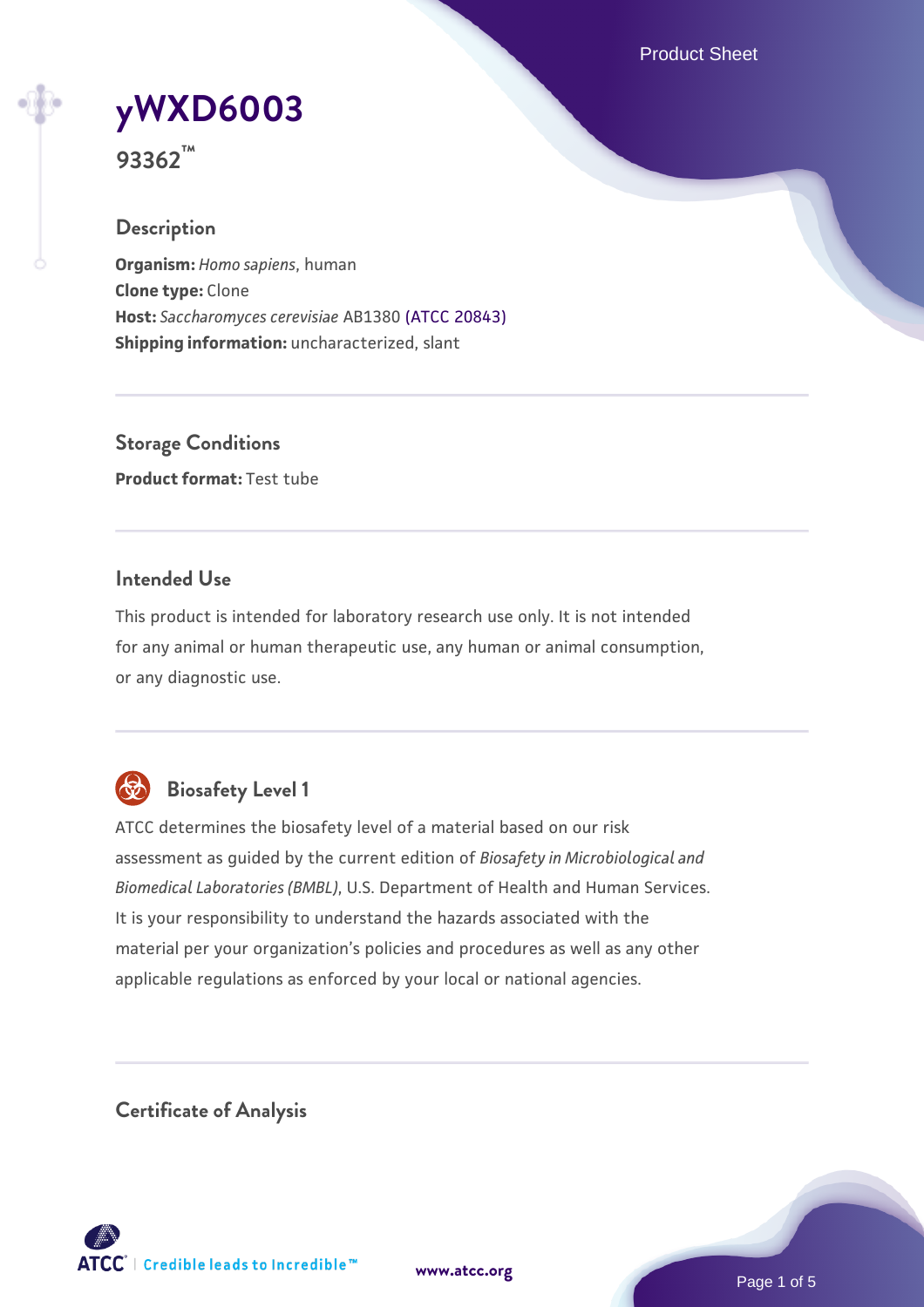# yWXD6003

**93362™**

## Description

**Organism:** *Homo sapiens*, human
**Clone type:** Clone
**Host:** *Saccharomyces cerevisiae* AB1380 (ATCC 20843)
**Shipping information:** uncharacterized, slant

## Storage Conditions

**Product format:** Test tube

## Intended Use

This product is intended for laboratory research use only. It is not intended for any animal or human therapeutic use, any human or animal consumption, or any diagnostic use.

## Biosafety Level 1

ATCC determines the biosafety level of a material based on our risk assessment as guided by the current edition of *Biosafety in Microbiological and Biomedical Laboratories (BMBL)*, U.S. Department of Health and Human Services. It is your responsibility to understand the hazards associated with the material per your organization's policies and procedures as well as any other applicable regulations as enforced by your local or national agencies.

## Certificate of Analysis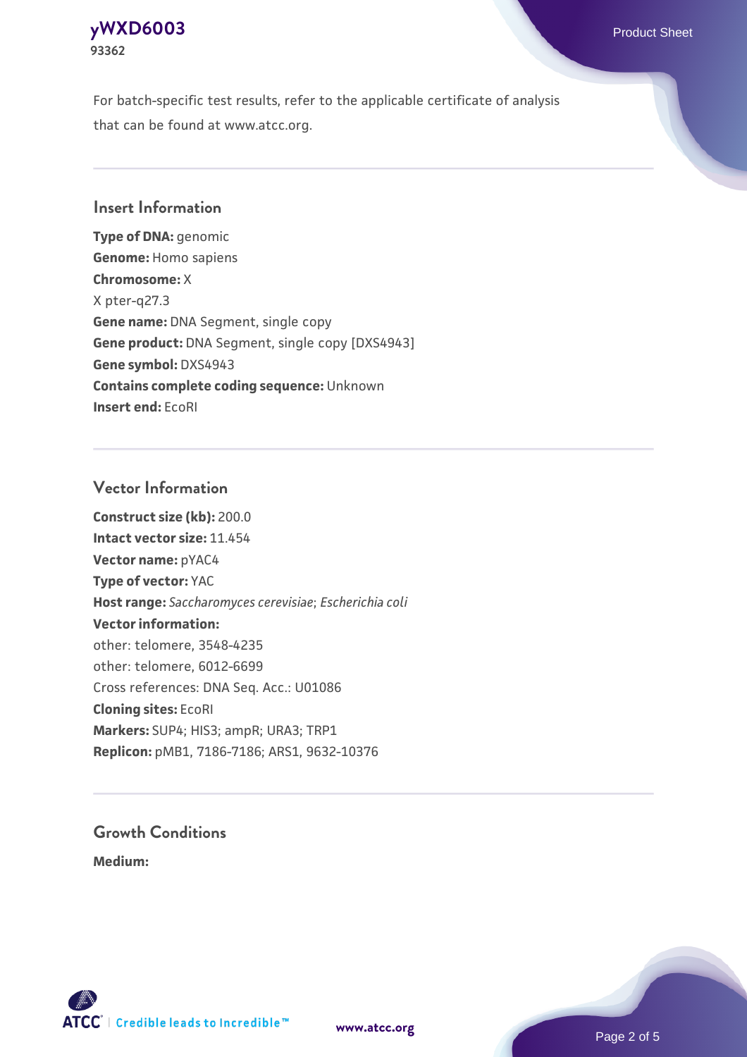For batch-specific test results, refer to the applicable certificate of analysis that can be found at www.atcc.org.

## Insert Information

**Type of DNA:** genomic
**Genome:** Homo sapiens
**Chromosome:** X
X pter-q27.3
**Gene name:** DNA Segment, single copy
**Gene product:** DNA Segment, single copy [DXS4943]
**Gene symbol:** DXS4943
**Contains complete coding sequence:** Unknown
**Insert end:** EcoRI

## Vector Information

**Construct size (kb):** 200.0
**Intact vector size:** 11.454
**Vector name:** pYAC4
**Type of vector:** YAC
**Host range:** *Saccharomyces cerevisiae*; *Escherichia coli*
**Vector information:**
other: telomere, 3548-4235
other: telomere, 6012-6699
Cross references: DNA Seq. Acc.: U01086
**Cloning sites:** EcoRI
**Markers:** SUP4; HIS3; ampR; URA3; TRP1
**Replicon:** pMB1, 7186-7186; ARS1, 9632-10376

## Growth Conditions

**Medium:**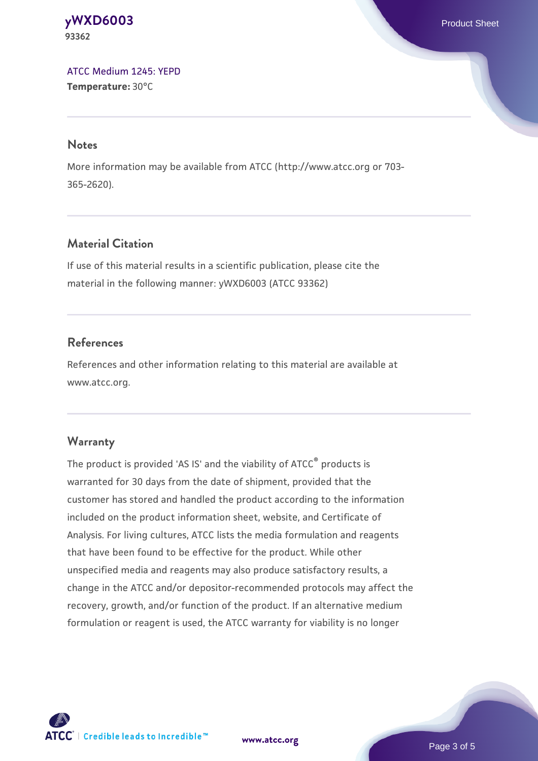ATCC Medium 1245: YEPD
**Temperature:** 30°C

## Notes

More information may be available from ATCC (http://www.atcc.org or 703-365-2620).

## Material Citation

If use of this material results in a scientific publication, please cite the material in the following manner: yWXD6003 (ATCC 93362)

## References

References and other information relating to this material are available at www.atcc.org.

## Warranty

The product is provided 'AS IS' and the viability of ATCC® products is warranted for 30 days from the date of shipment, provided that the customer has stored and handled the product according to the information included on the product information sheet, website, and Certificate of Analysis. For living cultures, ATCC lists the media formulation and reagents that have been found to be effective for the product. While other unspecified media and reagents may also produce satisfactory results, a change in the ATCC and/or depositor-recommended protocols may affect the recovery, growth, and/or function of the product. If an alternative medium formulation or reagent is used, the ATCC warranty for viability is no longer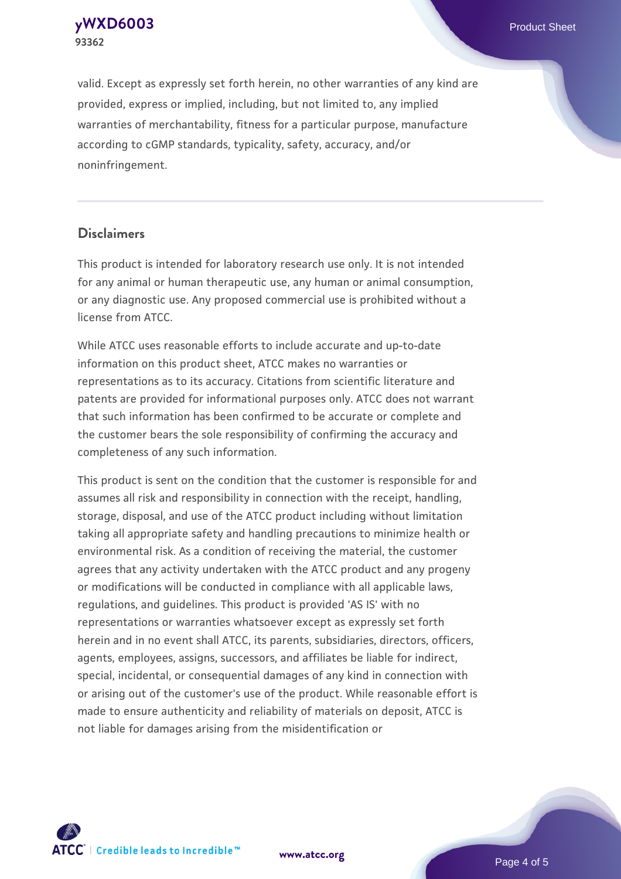valid. Except as expressly set forth herein, no other warranties of any kind are provided, express or implied, including, but not limited to, any implied warranties of merchantability, fitness for a particular purpose, manufacture according to cGMP standards, typicality, safety, accuracy, and/or noninfringement.

## Disclaimers

This product is intended for laboratory research use only. It is not intended for any animal or human therapeutic use, any human or animal consumption, or any diagnostic use. Any proposed commercial use is prohibited without a license from ATCC.

While ATCC uses reasonable efforts to include accurate and up-to-date information on this product sheet, ATCC makes no warranties or representations as to its accuracy. Citations from scientific literature and patents are provided for informational purposes only. ATCC does not warrant that such information has been confirmed to be accurate or complete and the customer bears the sole responsibility of confirming the accuracy and completeness of any such information.

This product is sent on the condition that the customer is responsible for and assumes all risk and responsibility in connection with the receipt, handling, storage, disposal, and use of the ATCC product including without limitation taking all appropriate safety and handling precautions to minimize health or environmental risk. As a condition of receiving the material, the customer agrees that any activity undertaken with the ATCC product and any progeny or modifications will be conducted in compliance with all applicable laws, regulations, and guidelines. This product is provided 'AS IS' with no representations or warranties whatsoever except as expressly set forth herein and in no event shall ATCC, its parents, subsidiaries, directors, officers, agents, employees, assigns, successors, and affiliates be liable for indirect, special, incidental, or consequential damages of any kind in connection with or arising out of the customer's use of the product. While reasonable effort is made to ensure authenticity and reliability of materials on deposit, ATCC is not liable for damages arising from the misidentification or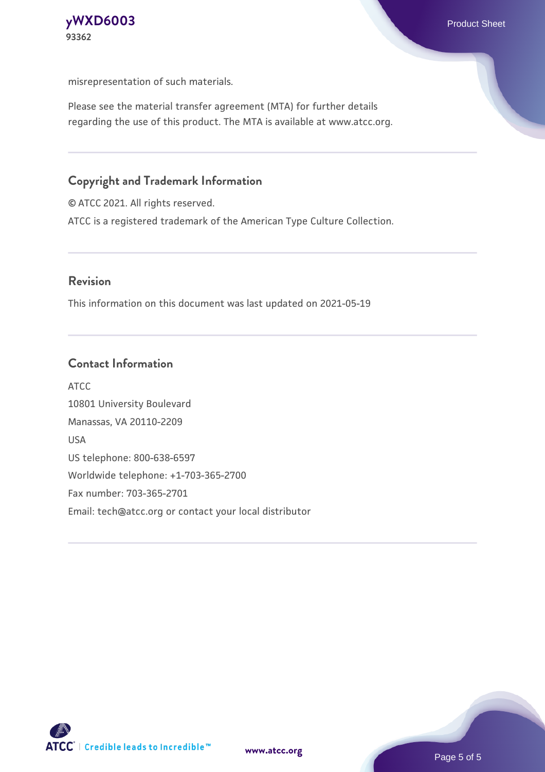misrepresentation of such materials.

Please see the material transfer agreement (MTA) for further details regarding the use of this product. The MTA is available at www.atcc.org.

## Copyright and Trademark Information

© ATCC 2021. All rights reserved.

ATCC is a registered trademark of the American Type Culture Collection.

## Revision

This information on this document was last updated on 2021-05-19

## Contact Information

ATCC
10801 University Boulevard
Manassas, VA 20110-2209
USA
US telephone: 800-638-6597
Worldwide telephone: +1-703-365-2700
Fax number: 703-365-2701
Email: tech@atcc.org or contact your local distributor